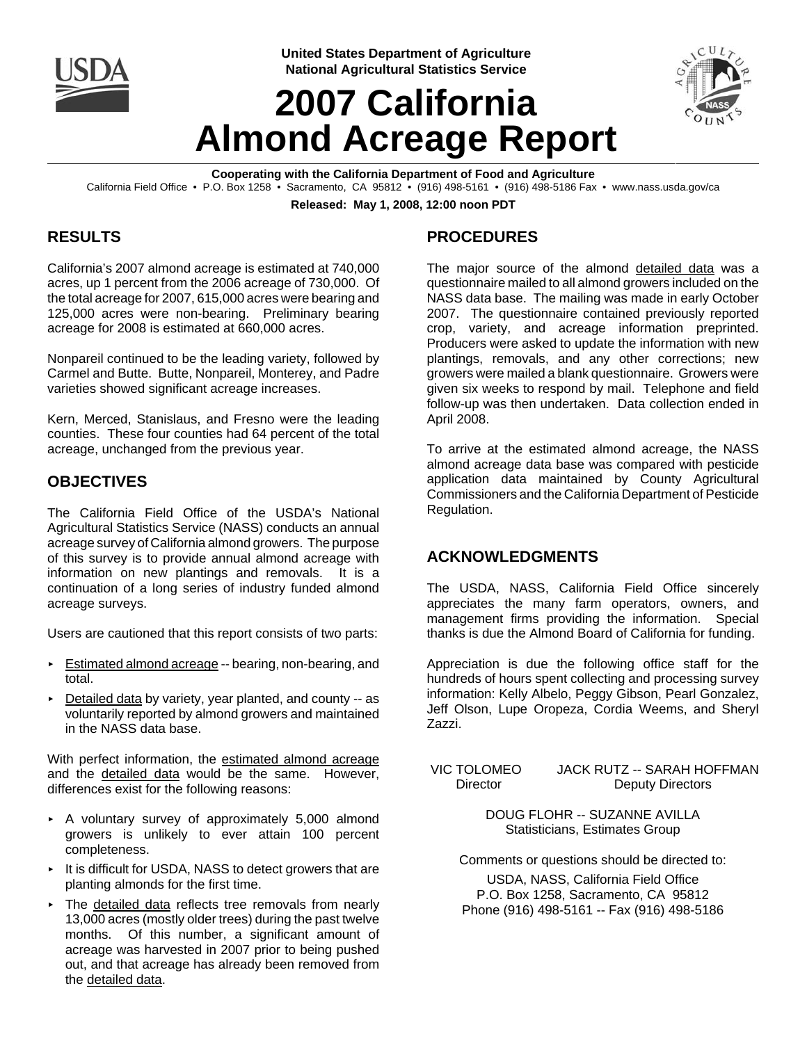United States Department of Agriculture
National Agricultural Statistics Service

# 2007 California Almond Acreage Report

**Cooperating with the California Department of Food and Agriculture**

California Field Office • P.O. Box 1258 • Sacramento, CA 95812 • (916) 498-5161 • (916) 498-5186 Fax • www.nass.usda.gov/ca

**Released: May 1, 2008, 12:00 noon PDT**

## RESULTS

California's 2007 almond acreage is estimated at 740,000 acres, up 1 percent from the 2006 acreage of 730,000. Of the total acreage for 2007, 615,000 acres were bearing and 125,000 acres were non-bearing. Preliminary bearing acreage for 2008 is estimated at 660,000 acres.

Nonpareil continued to be the leading variety, followed by Carmel and Butte. Butte, Nonpareil, Monterey, and Padre varieties showed significant acreage increases.

Kern, Merced, Stanislaus, and Fresno were the leading counties. These four counties had 64 percent of the total acreage, unchanged from the previous year.

## OBJECTIVES

The California Field Office of the USDA's National Agricultural Statistics Service (NASS) conducts an annual acreage survey of California almond growers. The purpose of this survey is to provide annual almond acreage with information on new plantings and removals. It is a continuation of a long series of industry funded almond acreage surveys.

Users are cautioned that this report consists of two parts:

- Estimated almond acreage -- bearing, non-bearing, and total.
- Detailed data by variety, year planted, and county -- as voluntarily reported by almond growers and maintained in the NASS data base.

With perfect information, the estimated almond acreage and the detailed data would be the same. However, differences exist for the following reasons:

- A voluntary survey of approximately 5,000 almond growers is unlikely to ever attain 100 percent completeness.
- It is difficult for USDA, NASS to detect growers that are planting almonds for the first time.
- The detailed data reflects tree removals from nearly 13,000 acres (mostly older trees) during the past twelve months. Of this number, a significant amount of acreage was harvested in 2007 prior to being pushed out, and that acreage has already been removed from the detailed data.

## PROCEDURES

The major source of the almond detailed data was a questionnaire mailed to all almond growers included on the NASS data base. The mailing was made in early October 2007. The questionnaire contained previously reported crop, variety, and acreage information preprinted. Producers were asked to update the information with new plantings, removals, and any other corrections; new growers were mailed a blank questionnaire. Growers were given six weeks to respond by mail. Telephone and field follow-up was then undertaken. Data collection ended in April 2008.

To arrive at the estimated almond acreage, the NASS almond acreage data base was compared with pesticide application data maintained by County Agricultural Commissioners and the California Department of Pesticide Regulation.

## ACKNOWLEDGMENTS

The USDA, NASS, California Field Office sincerely appreciates the many farm operators, owners, and management firms providing the information. Special thanks is due the Almond Board of California for funding.

Appreciation is due the following office staff for the hundreds of hours spent collecting and processing survey information: Kelly Albelo, Peggy Gibson, Pearl Gonzalez, Jeff Olson, Lupe Oropeza, Cordia Weems, and Sheryl Zazzi.

VIC TOLOMEO
Director

JACK RUTZ -- SARAH HOFFMAN
Deputy Directors

DOUG FLOHR -- SUZANNE AVILLA
Statisticians, Estimates Group

Comments or questions should be directed to:

USDA, NASS, California Field Office
P.O. Box 1258, Sacramento, CA 95812
Phone (916) 498-5161 -- Fax (916) 498-5186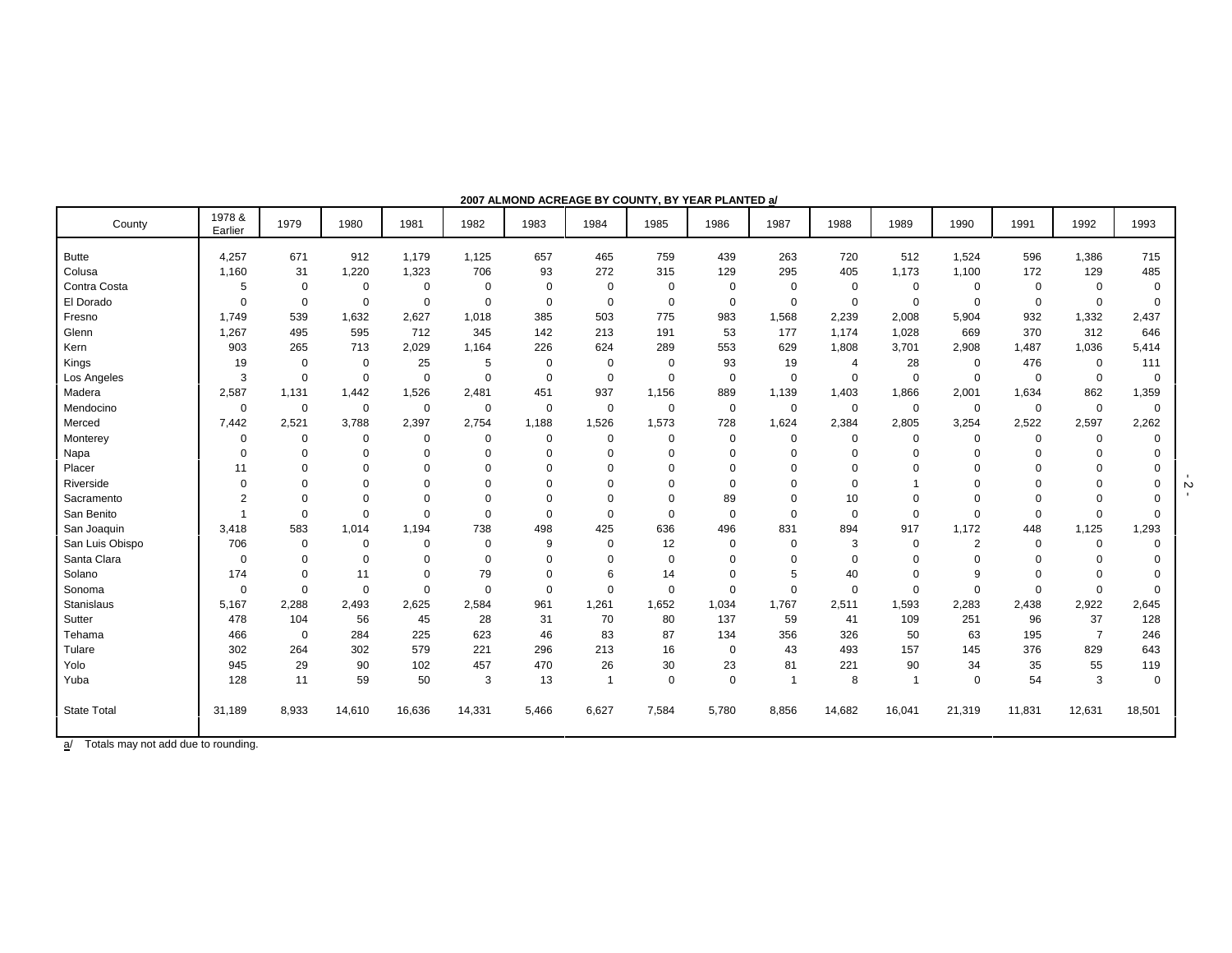**2007 ALMOND ACREAGE BY COUNTY, BY YEAR PLANTED a/**

| County | 1978 & Earlier | 1979 | 1980 | 1981 | 1982 | 1983 | 1984 | 1985 | 1986 | 1987 | 1988 | 1989 | 1990 | 1991 | 1992 | 1993 |
|---|---|---|---|---|---|---|---|---|---|---|---|---|---|---|---|---|
| Butte | 4,257 | 671 | 912 | 1,179 | 1,125 | 657 | 465 | 759 | 439 | 263 | 720 | 512 | 1,524 | 596 | 1,386 | 715 |
| Colusa | 1,160 | 31 | 1,220 | 1,323 | 706 | 93 | 272 | 315 | 129 | 295 | 405 | 1,173 | 1,100 | 172 | 129 | 485 |
| Contra Costa | 5 | 0 | 0 | 0 | 0 | 0 | 0 | 0 | 0 | 0 | 0 | 0 | 0 | 0 | 0 | 0 |
| El Dorado | 0 | 0 | 0 | 0 | 0 | 0 | 0 | 0 | 0 | 0 | 0 | 0 | 0 | 0 | 0 | 0 |
| Fresno | 1,749 | 539 | 1,632 | 2,627 | 1,018 | 385 | 503 | 775 | 983 | 1,568 | 2,239 | 2,008 | 5,904 | 932 | 1,332 | 2,437 |
| Glenn | 1,267 | 495 | 595 | 712 | 345 | 142 | 213 | 191 | 53 | 177 | 1,174 | 1,028 | 669 | 370 | 312 | 646 |
| Kern | 903 | 265 | 713 | 2,029 | 1,164 | 226 | 624 | 289 | 553 | 629 | 1,808 | 3,701 | 2,908 | 1,487 | 1,036 | 5,414 |
| Kings | 19 | 0 | 0 | 25 | 5 | 0 | 0 | 0 | 93 | 19 | 4 | 28 | 0 | 476 | 0 | 111 |
| Los Angeles | 3 | 0 | 0 | 0 | 0 | 0 | 0 | 0 | 0 | 0 | 0 | 0 | 0 | 0 | 0 | 0 |
| Madera | 2,587 | 1,131 | 1,442 | 1,526 | 2,481 | 451 | 937 | 1,156 | 889 | 1,139 | 1,403 | 1,866 | 2,001 | 1,634 | 862 | 1,359 |
| Mendocino | 0 | 0 | 0 | 0 | 0 | 0 | 0 | 0 | 0 | 0 | 0 | 0 | 0 | 0 | 0 | 0 |
| Merced | 7,442 | 2,521 | 3,788 | 2,397 | 2,754 | 1,188 | 1,526 | 1,573 | 728 | 1,624 | 2,384 | 2,805 | 3,254 | 2,522 | 2,597 | 2,262 |
| Monterey | 0 | 0 | 0 | 0 | 0 | 0 | 0 | 0 | 0 | 0 | 0 | 0 | 0 | 0 | 0 | 0 |
| Napa | 0 | 0 | 0 | 0 | 0 | 0 | 0 | 0 | 0 | 0 | 0 | 0 | 0 | 0 | 0 | 0 |
| Placer | 11 | 0 | 0 | 0 | 0 | 0 | 0 | 0 | 0 | 0 | 0 | 0 | 0 | 0 | 0 | 0 |
| Riverside | 0 | 0 | 0 | 0 | 0 | 0 | 0 | 0 | 0 | 0 | 0 | 1 | 0 | 0 | 0 | 0 |
| Sacramento | 2 | 0 | 0 | 0 | 0 | 0 | 0 | 0 | 89 | 0 | 10 | 0 | 0 | 0 | 0 | 0 |
| San Benito | 1 | 0 | 0 | 0 | 0 | 0 | 0 | 0 | 0 | 0 | 0 | 0 | 0 | 0 | 0 | 0 |
| San Joaquin | 3,418 | 583 | 1,014 | 1,194 | 738 | 498 | 425 | 636 | 496 | 831 | 894 | 917 | 1,172 | 448 | 1,125 | 1,293 |
| San Luis Obispo | 706 | 0 | 0 | 0 | 0 | 9 | 0 | 12 | 0 | 0 | 3 | 0 | 2 | 0 | 0 | 0 |
| Santa Clara | 0 | 0 | 0 | 0 | 0 | 0 | 0 | 0 | 0 | 0 | 0 | 0 | 0 | 0 | 0 | 0 |
| Solano | 174 | 0 | 11 | 0 | 79 | 0 | 6 | 14 | 0 | 5 | 40 | 0 | 9 | 0 | 0 | 0 |
| Sonoma | 0 | 0 | 0 | 0 | 0 | 0 | 0 | 0 | 0 | 0 | 0 | 0 | 0 | 0 | 0 | 0 |
| Stanislaus | 5,167 | 2,288 | 2,493 | 2,625 | 2,584 | 961 | 1,261 | 1,652 | 1,034 | 1,767 | 2,511 | 1,593 | 2,283 | 2,438 | 2,922 | 2,645 |
| Sutter | 478 | 104 | 56 | 45 | 28 | 31 | 70 | 80 | 137 | 59 | 41 | 109 | 251 | 96 | 37 | 128 |
| Tehama | 466 | 0 | 284 | 225 | 623 | 46 | 83 | 87 | 134 | 356 | 326 | 50 | 63 | 195 | 7 | 246 |
| Tulare | 302 | 264 | 302 | 579 | 221 | 296 | 213 | 16 | 0 | 43 | 493 | 157 | 145 | 376 | 829 | 643 |
| Yolo | 945 | 29 | 90 | 102 | 457 | 470 | 26 | 30 | 23 | 81 | 221 | 90 | 34 | 35 | 55 | 119 |
| Yuba | 128 | 11 | 59 | 50 | 3 | 13 | 1 | 0 | 0 | 1 | 8 | 1 | 0 | 54 | 3 | 0 |
| State Total | 31,189 | 8,933 | 14,610 | 16,636 | 14,331 | 5,466 | 6,627 | 7,584 | 5,780 | 8,856 | 14,682 | 16,041 | 21,319 | 11,831 | 12,631 | 18,501 |

a/ Totals may not add due to rounding.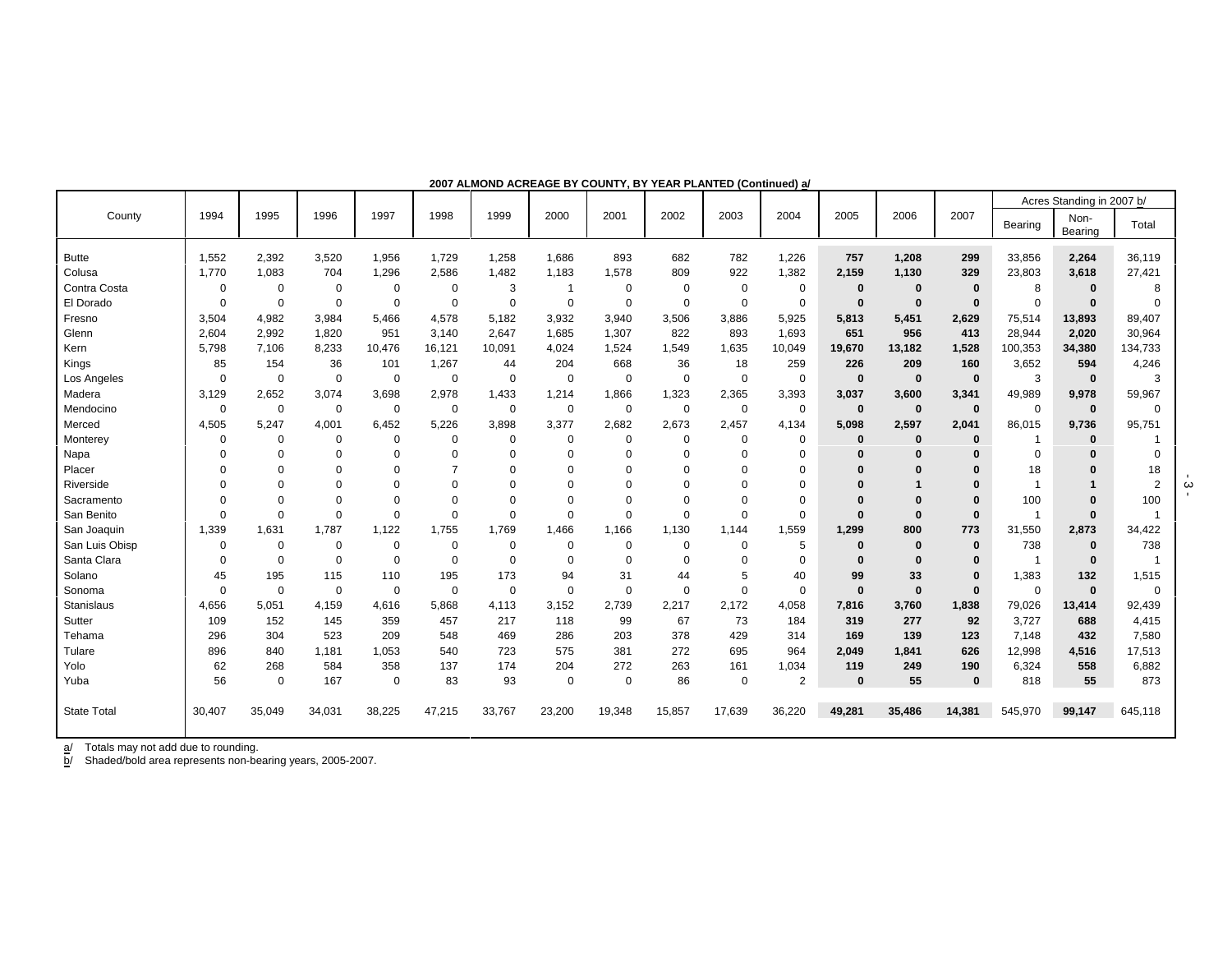**2007 ALMOND ACREAGE BY COUNTY, BY YEAR PLANTED (Continued) a/**

| County | 1994 | 1995 | 1996 | 1997 | 1998 | 1999 | 2000 | 2001 | 2002 | 2003 | 2004 | 2005 | 2006 | 2007 | Acres Standing in 2007 b/ | | |
|---|---|---|---|---|---|---|---|---|---|---|---|---|---|---|---|---|---|
| | | | | | | | | | | | | | | | Bearing | Non-Bearing | Total |
| Butte | 1,552 | 2,392 | 3,520 | 1,956 | 1,729 | 1,258 | 1,686 | 893 | 682 | 782 | 1,226 | **757** | **1,208** | **299** | 33,856 | **2,264** | 36,119 |
| Colusa | 1,770 | 1,083 | 704 | 1,296 | 2,586 | 1,482 | 1,183 | 1,578 | 809 | 922 | 1,382 | **2,159** | **1,130** | **329** | 23,803 | **3,618** | 27,421 |
| Contra Costa | 0 | 0 | 0 | 0 | 0 | 3 | 1 | 0 | 0 | 0 | 0 | **0** | **0** | **0** | 8 | **0** | 8 |
| El Dorado | 0 | 0 | 0 | 0 | 0 | 0 | 0 | 0 | 0 | 0 | 0 | **0** | **0** | **0** | 0 | **0** | 0 |
| Fresno | 3,504 | 4,982 | 3,984 | 5,466 | 4,578 | 5,182 | 3,932 | 3,940 | 3,506 | 3,886 | 5,925 | **5,813** | **5,451** | **2,629** | 75,514 | **13,893** | 89,407 |
| Glenn | 2,604 | 2,992 | 1,820 | 951 | 3,140 | 2,647 | 1,685 | 1,307 | 822 | 893 | 1,693 | **651** | **956** | **413** | 28,944 | **2,020** | 30,964 |
| Kern | 5,798 | 7,106 | 8,233 | 10,476 | 16,121 | 10,091 | 4,024 | 1,524 | 1,549 | 1,635 | 10,049 | **19,670** | **13,182** | **1,528** | 100,353 | **34,380** | 134,733 |
| Kings | 85 | 154 | 36 | 101 | 1,267 | 44 | 204 | 668 | 36 | 18 | 259 | **226** | **209** | **160** | 3,652 | **594** | 4,246 |
| Los Angeles | 0 | 0 | 0 | 0 | 0 | 0 | 0 | 0 | 0 | 0 | 0 | **0** | **0** | **0** | 3 | **0** | 3 |
| Madera | 3,129 | 2,652 | 3,074 | 3,698 | 2,978 | 1,433 | 1,214 | 1,866 | 1,323 | 2,365 | 3,393 | **3,037** | **3,600** | **3,341** | 49,989 | **9,978** | 59,967 |
| Mendocino | 0 | 0 | 0 | 0 | 0 | 0 | 0 | 0 | 0 | 0 | 0 | **0** | **0** | **0** | 0 | **0** | 0 |
| Merced | 4,505 | 5,247 | 4,001 | 6,452 | 5,226 | 3,898 | 3,377 | 2,682 | 2,673 | 2,457 | 4,134 | **5,098** | **2,597** | **2,041** | 86,015 | **9,736** | 95,751 |
| Monterey | 0 | 0 | 0 | 0 | 0 | 0 | 0 | 0 | 0 | 0 | 0 | **0** | **0** | **0** | 1 | **0** | 1 |
| Napa | 0 | 0 | 0 | 0 | 0 | 0 | 0 | 0 | 0 | 0 | 0 | **0** | **0** | **0** | 0 | **0** | 0 |
| Placer | 0 | 0 | 0 | 0 | 7 | 0 | 0 | 0 | 0 | 0 | 0 | **0** | **0** | **0** | 18 | **0** | 18 |
| Riverside | 0 | 0 | 0 | 0 | 0 | 0 | 0 | 0 | 0 | 0 | 0 | **0** | **1** | **0** | 1 | **1** | 2 |
| Sacramento | 0 | 0 | 0 | 0 | 0 | 0 | 0 | 0 | 0 | 0 | 0 | **0** | **0** | **0** | 100 | **0** | 100 |
| San Benito | 0 | 0 | 0 | 0 | 0 | 0 | 0 | 0 | 0 | 0 | 0 | **0** | **0** | **0** | 1 | **0** | 1 |
| San Joaquin | 1,339 | 1,631 | 1,787 | 1,122 | 1,755 | 1,769 | 1,466 | 1,166 | 1,130 | 1,144 | 1,559 | **1,299** | **800** | **773** | 31,550 | **2,873** | 34,422 |
| San Luis Obisp | 0 | 0 | 0 | 0 | 0 | 0 | 0 | 0 | 0 | 0 | 5 | **0** | **0** | **0** | 738 | **0** | 738 |
| Santa Clara | 0 | 0 | 0 | 0 | 0 | 0 | 0 | 0 | 0 | 0 | 0 | **0** | **0** | **0** | 1 | **0** | 1 |
| Solano | 45 | 195 | 115 | 110 | 195 | 173 | 94 | 31 | 44 | 5 | 40 | **99** | **33** | **0** | 1,383 | **132** | 1,515 |
| Sonoma | 0 | 0 | 0 | 0 | 0 | 0 | 0 | 0 | 0 | 0 | 0 | **0** | **0** | **0** | 0 | **0** | 0 |
| Stanislaus | 4,656 | 5,051 | 4,159 | 4,616 | 5,868 | 4,113 | 3,152 | 2,739 | 2,217 | 2,172 | 4,058 | **7,816** | **3,760** | **1,838** | 79,026 | **13,414** | 92,439 |
| Sutter | 109 | 152 | 145 | 359 | 457 | 217 | 118 | 99 | 67 | 73 | 184 | **319** | **277** | **92** | 3,727 | **688** | 4,415 |
| Tehama | 296 | 304 | 523 | 209 | 548 | 469 | 286 | 203 | 378 | 429 | 314 | **169** | **139** | **123** | 7,148 | **432** | 7,580 |
| Tulare | 896 | 840 | 1,181 | 1,053 | 540 | 723 | 575 | 381 | 272 | 695 | 964 | **2,049** | **1,841** | **626** | 12,998 | **4,516** | 17,513 |
| Yolo | 62 | 268 | 584 | 358 | 137 | 174 | 204 | 272 | 263 | 161 | 1,034 | **119** | **249** | **190** | 6,324 | **558** | 6,882 |
| Yuba | 56 | 0 | 167 | 0 | 83 | 93 | 0 | 0 | 86 | 0 | 2 | **0** | **55** | **0** | 818 | **55** | 873 |
| State Total | 30,407 | 35,049 | 34,031 | 38,225 | 47,215 | 33,767 | 23,200 | 19,348 | 15,857 | 17,639 | 36,220 | **49,281** | **35,486** | **14,381** | 545,970 | **99,147** | 645,118 |

a/ Totals may not add due to rounding.
b/ Shaded/bold area represents non-bearing years, 2005-2007.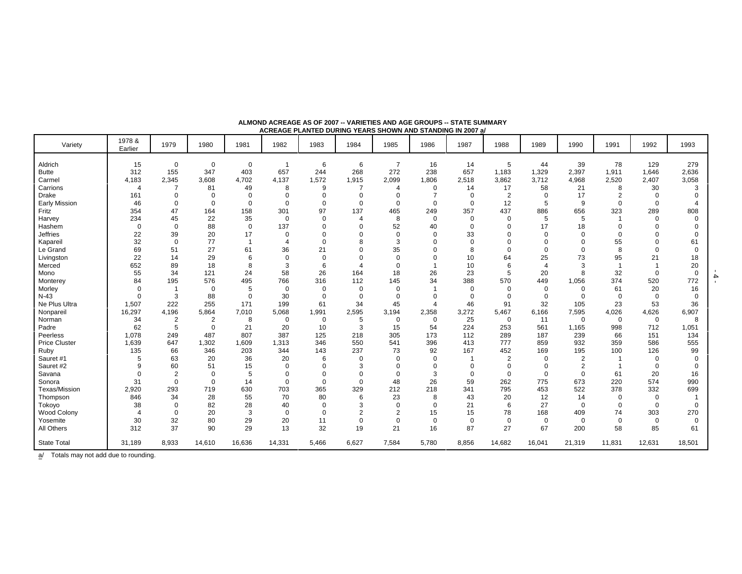**ALMOND ACREAGE AS OF 2007 -- VARIETIES AND AGE GROUPS -- STATE SUMMARY**
**ACREAGE PLANTED DURING YEARS SHOWN AND STANDING IN 2007 a/**

| Variety | 1978 & Earlier | 1979 | 1980 | 1981 | 1982 | 1983 | 1984 | 1985 | 1986 | 1987 | 1988 | 1989 | 1990 | 1991 | 1992 | 1993 |
|---|---|---|---|---|---|---|---|---|---|---|---|---|---|---|---|---|
| Aldrich | 15 | 0 | 0 | 0 | 1 | 6 | 6 | 7 | 16 | 14 | 5 | 44 | 39 | 78 | 129 | 279 |
| Butte | 312 | 155 | 347 | 403 | 657 | 244 | 268 | 272 | 238 | 657 | 1,183 | 1,329 | 2,397 | 1,911 | 1,646 | 2,636 |
| Carmel | 4,183 | 2,345 | 3,608 | 4,702 | 4,137 | 1,572 | 1,915 | 2,099 | 1,806 | 2,518 | 3,862 | 3,712 | 4,968 | 2,520 | 2,407 | 3,058 |
| Carrions | 4 | 7 | 81 | 49 | 8 | 9 | 7 | 4 | 0 | 14 | 17 | 58 | 21 | 8 | 30 | 3 |
| Drake | 161 | 0 | 0 | 0 | 0 | 0 | 0 | 0 | 7 | 0 | 2 | 0 | 17 | 2 | 0 | 0 |
| Early Mission | 46 | 0 | 0 | 0 | 0 | 0 | 0 | 0 | 0 | 0 | 12 | 5 | 9 | 0 | 0 | 4 |
| Fritz | 354 | 47 | 164 | 158 | 301 | 97 | 137 | 465 | 249 | 357 | 437 | 886 | 656 | 323 | 289 | 808 |
| Harvey | 234 | 45 | 22 | 35 | 0 | 0 | 4 | 8 | 0 | 0 | 0 | 5 | 5 | 1 | 0 | 0 |
| Hashem | 0 | 0 | 88 | 0 | 137 | 0 | 0 | 52 | 40 | 0 | 0 | 17 | 18 | 0 | 0 | 0 |
| Jeffries | 22 | 39 | 20 | 17 | 0 | 0 | 0 | 0 | 0 | 33 | 0 | 0 | 0 | 0 | 0 | 0 |
| Kapareil | 32 | 0 | 77 | 1 | 4 | 0 | 8 | 3 | 0 | 0 | 0 | 0 | 0 | 55 | 0 | 61 |
| Le Grand | 69 | 51 | 27 | 61 | 36 | 21 | 0 | 35 | 0 | 8 | 0 | 0 | 0 | 8 | 0 | 0 |
| Livingston | 22 | 14 | 29 | 6 | 0 | 0 | 0 | 0 | 0 | 10 | 64 | 25 | 73 | 95 | 21 | 18 |
| Merced | 652 | 89 | 18 | 8 | 3 | 6 | 4 | 0 | 1 | 10 | 6 | 4 | 3 | 1 | 1 | 20 |
| Mono | 55 | 34 | 121 | 24 | 58 | 26 | 164 | 18 | 26 | 23 | 5 | 20 | 8 | 32 | 0 | 0 |
| Monterey | 84 | 195 | 576 | 495 | 766 | 316 | 112 | 145 | 34 | 388 | 570 | 449 | 1,056 | 374 | 520 | 772 |
| Morley | 0 | 1 | 0 | 5 | 0 | 0 | 0 | 0 | 1 | 0 | 0 | 0 | 0 | 61 | 20 | 16 |
| N-43 | 0 | 3 | 88 | 0 | 30 | 0 | 0 | 0 | 0 | 0 | 0 | 0 | 0 | 0 | 0 | 0 |
| Ne Plus Ultra | 1,507 | 222 | 255 | 171 | 199 | 61 | 34 | 45 | 4 | 46 | 91 | 32 | 105 | 23 | 53 | 36 |
| Nonpareil | 16,297 | 4,196 | 5,864 | 7,010 | 5,068 | 1,991 | 2,595 | 3,194 | 2,358 | 3,272 | 5,467 | 6,166 | 7,595 | 4,026 | 4,626 | 6,907 |
| Norman | 34 | 2 | 2 | 8 | 0 | 0 | 5 | 0 | 0 | 25 | 0 | 11 | 0 | 0 | 0 | 8 |
| Padre | 62 | 5 | 0 | 21 | 20 | 10 | 3 | 15 | 54 | 224 | 253 | 561 | 1,165 | 998 | 712 | 1,051 |
| Peerless | 1,078 | 249 | 487 | 807 | 387 | 125 | 218 | 305 | 173 | 112 | 289 | 187 | 239 | 66 | 151 | 134 |
| Price Cluster | 1,639 | 647 | 1,302 | 1,609 | 1,313 | 346 | 550 | 541 | 396 | 413 | 777 | 859 | 932 | 359 | 586 | 555 |
| Ruby | 135 | 66 | 346 | 203 | 344 | 143 | 237 | 73 | 92 | 167 | 452 | 169 | 195 | 100 | 126 | 99 |
| Sauret #1 | 5 | 63 | 20 | 36 | 20 | 6 | 0 | 0 | 0 | 1 | 2 | 0 | 2 | 1 | 0 | 0 |
| Sauret #2 | 9 | 60 | 51 | 15 | 0 | 0 | 3 | 0 | 0 | 0 | 0 | 0 | 2 | 1 | 0 | 0 |
| Savana | 0 | 2 | 0 | 5 | 0 | 0 | 0 | 0 | 3 | 0 | 0 | 0 | 0 | 61 | 20 | 16 |
| Sonora | 31 | 0 | 0 | 14 | 0 | 0 | 0 | 48 | 26 | 59 | 262 | 775 | 673 | 220 | 574 | 990 |
| Texas/Mission | 2,920 | 293 | 719 | 630 | 703 | 365 | 329 | 212 | 218 | 341 | 795 | 453 | 522 | 378 | 332 | 699 |
| Thompson | 846 | 34 | 28 | 55 | 70 | 80 | 6 | 23 | 8 | 43 | 20 | 12 | 14 | 0 | 0 | 1 |
| Tokoyo | 38 | 0 | 82 | 28 | 40 | 0 | 3 | 0 | 0 | 21 | 6 | 27 | 0 | 0 | 0 | 0 |
| Wood Colony | 4 | 0 | 20 | 3 | 0 | 0 | 2 | 2 | 15 | 15 | 78 | 168 | 409 | 74 | 303 | 270 |
| Yosemite | 30 | 32 | 80 | 29 | 20 | 11 | 0 | 0 | 0 | 0 | 0 | 0 | 0 | 0 | 0 | 0 |
| All Others | 312 | 37 | 90 | 29 | 13 | 32 | 19 | 21 | 16 | 87 | 27 | 67 | 200 | 58 | 85 | 61 |
| State Total | 31,189 | 8,933 | 14,610 | 16,636 | 14,331 | 5,466 | 6,627 | 7,584 | 5,780 | 8,856 | 14,682 | 16,041 | 21,319 | 11,831 | 12,631 | 18,501 |

a/ Totals may not add due to rounding.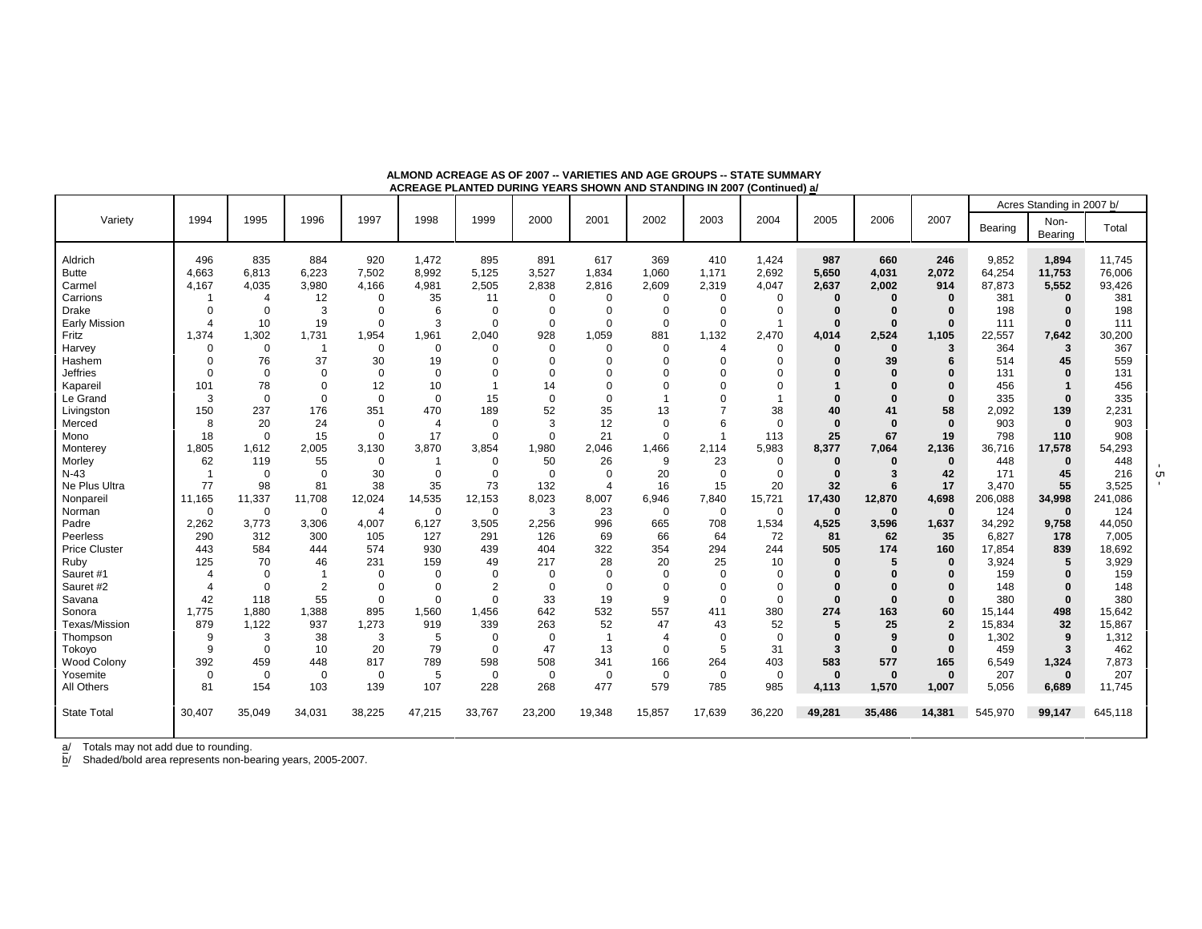**ALMOND ACREAGE AS OF 2007 -- VARIETIES AND AGE GROUPS -- STATE SUMMARY**
**ACREAGE PLANTED DURING YEARS SHOWN AND STANDING IN 2007 (Continued) a/**

| Variety | 1994 | 1995 | 1996 | 1997 | 1998 | 1999 | 2000 | 2001 | 2002 | 2003 | 2004 | 2005 | 2006 | 2007 | Acres Standing in 2007 b/ | | |
|---|---|---|---|---|---|---|---|---|---|---|---|---|---|---|---|---|---|
| | | | | | | | | | | | | | | | Bearing | Non-Bearing | Total |
| Aldrich | 496 | 835 | 884 | 920 | 1,472 | 895 | 891 | 617 | 369 | 410 | 1,424 | **987** | **660** | **246** | 9,852 | **1,894** | 11,745 |
| Butte | 4,663 | 6,813 | 6,223 | 7,502 | 8,992 | 5,125 | 3,527 | 1,834 | 1,060 | 1,171 | 2,692 | **5,650** | **4,031** | **2,072** | 64,254 | **11,753** | 76,006 |
| Carmel | 4,167 | 4,035 | 3,980 | 4,166 | 4,981 | 2,505 | 2,838 | 2,816 | 2,609 | 2,319 | 4,047 | **2,637** | **2,002** | **914** | 87,873 | **5,552** | 93,426 |
| Carrions | 1 | 4 | 12 | 0 | 35 | 11 | 0 | 0 | 0 | 0 | 0 | **0** | **0** | **0** | 381 | **0** | 381 |
| Drake | 0 | 0 | 3 | 0 | 6 | 0 | 0 | 0 | 0 | 0 | 0 | **0** | **0** | **0** | 198 | **0** | 198 |
| Early Mission | 4 | 10 | 19 | 0 | 3 | 0 | 0 | 0 | 0 | 0 | 1 | **0** | **0** | **0** | 111 | **0** | 111 |
| Fritz | 1,374 | 1,302 | 1,731 | 1,954 | 1,961 | 2,040 | 928 | 1,059 | 881 | 1,132 | 2,470 | **4,014** | **2,524** | **1,105** | 22,557 | **7,642** | 30,200 |
| Harvey | 0 | 0 | 1 | 0 | 0 | 0 | 0 | 0 | 0 | 4 | 0 | **0** | **0** | **3** | 364 | **3** | 367 |
| Hashem | 0 | 76 | 37 | 30 | 19 | 0 | 0 | 0 | 0 | 0 | 0 | **0** | **39** | **6** | 514 | **45** | 559 |
| Jeffries | 0 | 0 | 0 | 0 | 0 | 0 | 0 | 0 | 0 | 0 | 0 | **0** | **0** | **0** | 131 | **0** | 131 |
| Kapareil | 101 | 78 | 0 | 12 | 10 | 1 | 14 | 0 | 0 | 0 | 0 | **1** | **0** | **0** | 456 | **1** | 456 |
| Le Grand | 3 | 0 | 0 | 0 | 0 | 15 | 0 | 0 | 1 | 0 | 1 | **0** | **0** | **0** | 335 | **0** | 335 |
| Livingston | 150 | 237 | 176 | 351 | 470 | 189 | 52 | 35 | 13 | 7 | 38 | **40** | **41** | **58** | 2,092 | **139** | 2,231 |
| Merced | 8 | 20 | 24 | 0 | 4 | 0 | 3 | 12 | 0 | 6 | 0 | **0** | **0** | **0** | 903 | **0** | 903 |
| Mono | 18 | 0 | 15 | 0 | 17 | 0 | 0 | 21 | 0 | 1 | 113 | **25** | **67** | **19** | 798 | **110** | 908 |
| Monterey | 1,805 | 1,612 | 2,005 | 3,130 | 3,870 | 3,854 | 1,980 | 2,046 | 1,466 | 2,114 | 5,983 | **8,377** | **7,064** | **2,136** | 36,716 | **17,578** | 54,293 |
| Morley | 62 | 119 | 55 | 0 | 1 | 0 | 50 | 26 | 9 | 23 | 0 | **0** | **0** | **0** | 448 | **0** | 448 |
| N-43 | 1 | 0 | 0 | 30 | 0 | 0 | 0 | 0 | 20 | 0 | 0 | **0** | **3** | **42** | 171 | **45** | 216 |
| Ne Plus Ultra | 77 | 98 | 81 | 38 | 35 | 73 | 132 | 4 | 16 | 15 | 20 | **32** | **6** | **17** | 3,470 | **55** | 3,525 |
| Nonpareil | 11,165 | 11,337 | 11,708 | 12,024 | 14,535 | 12,153 | 8,023 | 8,007 | 6,946 | 7,840 | 15,721 | **17,430** | **12,870** | **4,698** | 206,088 | **34,998** | 241,086 |
| Norman | 0 | 0 | 0 | 4 | 0 | 0 | 3 | 23 | 0 | 0 | 0 | **0** | **0** | **0** | 124 | **0** | 124 |
| Padre | 2,262 | 3,773 | 3,306 | 4,007 | 6,127 | 3,505 | 2,256 | 996 | 665 | 708 | 1,534 | **4,525** | **3,596** | **1,637** | 34,292 | **9,758** | 44,050 |
| Peerless | 290 | 312 | 300 | 105 | 127 | 291 | 126 | 69 | 66 | 64 | 72 | **81** | **62** | **35** | 6,827 | **178** | 7,005 |
| Price Cluster | 443 | 584 | 444 | 574 | 930 | 439 | 404 | 322 | 354 | 294 | 244 | **505** | **174** | **160** | 17,854 | **839** | 18,692 |
| Ruby | 125 | 70 | 46 | 231 | 159 | 49 | 217 | 28 | 20 | 25 | 10 | **0** | **5** | **0** | 3,924 | **5** | 3,929 |
| Sauret #1 | 4 | 0 | 1 | 0 | 0 | 0 | 0 | 0 | 0 | 0 | 0 | **0** | **0** | **0** | 159 | **0** | 159 |
| Sauret #2 | 4 | 0 | 2 | 0 | 0 | 2 | 0 | 0 | 0 | 0 | 0 | **0** | **0** | **0** | 148 | **0** | 148 |
| Savana | 42 | 118 | 55 | 0 | 0 | 0 | 33 | 19 | 9 | 0 | 0 | **0** | **0** | **0** | 380 | **0** | 380 |
| Sonora | 1,775 | 1,880 | 1,388 | 895 | 1,560 | 1,456 | 642 | 532 | 557 | 411 | 380 | **274** | **163** | **60** | 15,144 | **498** | 15,642 |
| Texas/Mission | 879 | 1,122 | 937 | 1,273 | 919 | 339 | 263 | 52 | 47 | 43 | 52 | **5** | **25** | **2** | 15,834 | **32** | 15,867 |
| Thompson | 9 | 3 | 38 | 3 | 5 | 0 | 0 | 1 | 4 | 0 | 0 | **0** | **9** | **0** | 1,302 | **9** | 1,312 |
| Tokoyo | 9 | 0 | 10 | 20 | 79 | 0 | 47 | 13 | 0 | 5 | 31 | **3** | **0** | **0** | 459 | **3** | 462 |
| Wood Colony | 392 | 459 | 448 | 817 | 789 | 598 | 508 | 341 | 166 | 264 | 403 | **583** | **577** | **165** | 6,549 | **1,324** | 7,873 |
| Yosemite | 0 | 0 | 0 | 0 | 5 | 0 | 0 | 0 | 0 | 0 | 0 | **0** | **0** | **0** | 207 | **0** | 207 |
| All Others | 81 | 154 | 103 | 139 | 107 | 228 | 268 | 477 | 579 | 785 | 985 | **4,113** | **1,570** | **1,007** | 5,056 | **6,689** | 11,745 |
| State Total | 30,407 | 35,049 | 34,031 | 38,225 | 47,215 | 33,767 | 23,200 | 19,348 | 15,857 | 17,639 | 36,220 | **49,281** | **35,486** | **14,381** | 545,970 | **99,147** | 645,118 |

a/ Totals may not add due to rounding.
b/ Shaded/bold area represents non-bearing years, 2005-2007.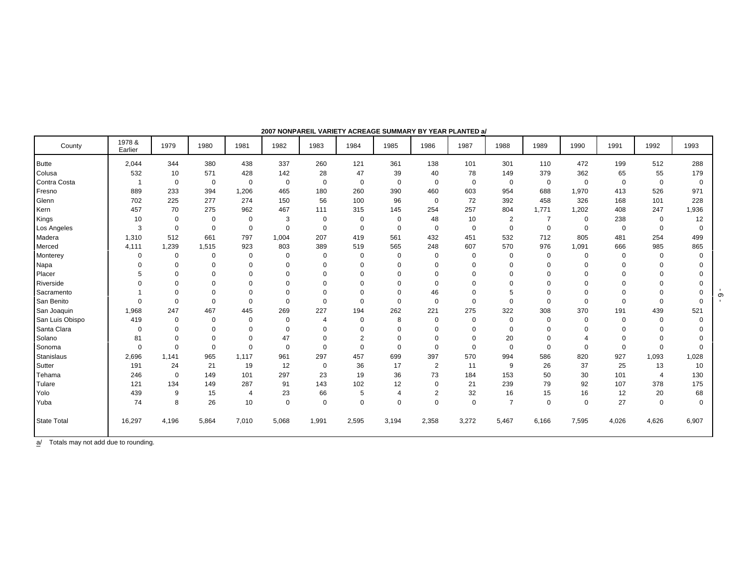**2007 NONPAREIL VARIETY ACREAGE SUMMARY BY YEAR PLANTED a/**

| County | 1978 & Earlier | 1979 | 1980 | 1981 | 1982 | 1983 | 1984 | 1985 | 1986 | 1987 | 1988 | 1989 | 1990 | 1991 | 1992 | 1993 |
|---|---|---|---|---|---|---|---|---|---|---|---|---|---|---|---|---|
| Butte | 2,044 | 344 | 380 | 438 | 337 | 260 | 121 | 361 | 138 | 101 | 301 | 110 | 472 | 199 | 512 | 288 |
| Colusa | 532 | 10 | 571 | 428 | 142 | 28 | 47 | 39 | 40 | 78 | 149 | 379 | 362 | 65 | 55 | 179 |
| Contra Costa | 1 | 0 | 0 | 0 | 0 | 0 | 0 | 0 | 0 | 0 | 0 | 0 | 0 | 0 | 0 | 0 |
| Fresno | 889 | 233 | 394 | 1,206 | 465 | 180 | 260 | 390 | 460 | 603 | 954 | 688 | 1,970 | 413 | 526 | 971 |
| Glenn | 702 | 225 | 277 | 274 | 150 | 56 | 100 | 96 | 0 | 72 | 392 | 458 | 326 | 168 | 101 | 228 |
| Kern | 457 | 70 | 275 | 962 | 467 | 111 | 315 | 145 | 254 | 257 | 804 | 1,771 | 1,202 | 408 | 247 | 1,936 |
| Kings | 10 | 0 | 0 | 0 | 3 | 0 | 0 | 0 | 48 | 10 | 2 | 7 | 0 | 238 | 0 | 12 |
| Los Angeles | 3 | 0 | 0 | 0 | 0 | 0 | 0 | 0 | 0 | 0 | 0 | 0 | 0 | 0 | 0 | 0 |
| Madera | 1,310 | 512 | 661 | 797 | 1,004 | 207 | 419 | 561 | 432 | 451 | 532 | 712 | 805 | 481 | 254 | 499 |
| Merced | 4,111 | 1,239 | 1,515 | 923 | 803 | 389 | 519 | 565 | 248 | 607 | 570 | 976 | 1,091 | 666 | 985 | 865 |
| Monterey | 0 | 0 | 0 | 0 | 0 | 0 | 0 | 0 | 0 | 0 | 0 | 0 | 0 | 0 | 0 | 0 |
| Napa | 0 | 0 | 0 | 0 | 0 | 0 | 0 | 0 | 0 | 0 | 0 | 0 | 0 | 0 | 0 | 0 |
| Placer | 5 | 0 | 0 | 0 | 0 | 0 | 0 | 0 | 0 | 0 | 0 | 0 | 0 | 0 | 0 | 0 |
| Riverside | 0 | 0 | 0 | 0 | 0 | 0 | 0 | 0 | 0 | 0 | 0 | 0 | 0 | 0 | 0 | 0 |
| Sacramento | 1 | 0 | 0 | 0 | 0 | 0 | 0 | 0 | 46 | 0 | 5 | 0 | 0 | 0 | 0 | 0 |
| San Benito | 0 | 0 | 0 | 0 | 0 | 0 | 0 | 0 | 0 | 0 | 0 | 0 | 0 | 0 | 0 | 0 |
| San Joaquin | 1,968 | 247 | 467 | 445 | 269 | 227 | 194 | 262 | 221 | 275 | 322 | 308 | 370 | 191 | 439 | 521 |
| San Luis Obispo | 419 | 0 | 0 | 0 | 0 | 4 | 0 | 8 | 0 | 0 | 0 | 0 | 0 | 0 | 0 | 0 |
| Santa Clara | 0 | 0 | 0 | 0 | 0 | 0 | 0 | 0 | 0 | 0 | 0 | 0 | 0 | 0 | 0 | 0 |
| Solano | 81 | 0 | 0 | 0 | 47 | 0 | 2 | 0 | 0 | 0 | 20 | 0 | 4 | 0 | 0 | 0 |
| Sonoma | 0 | 0 | 0 | 0 | 0 | 0 | 0 | 0 | 0 | 0 | 0 | 0 | 0 | 0 | 0 | 0 |
| Stanislaus | 2,696 | 1,141 | 965 | 1,117 | 961 | 297 | 457 | 699 | 397 | 570 | 994 | 586 | 820 | 927 | 1,093 | 1,028 |
| Sutter | 191 | 24 | 21 | 19 | 12 | 0 | 36 | 17 | 2 | 11 | 9 | 26 | 37 | 25 | 13 | 10 |
| Tehama | 246 | 0 | 149 | 101 | 297 | 23 | 19 | 36 | 73 | 184 | 153 | 50 | 30 | 101 | 4 | 130 |
| Tulare | 121 | 134 | 149 | 287 | 91 | 143 | 102 | 12 | 0 | 21 | 239 | 79 | 92 | 107 | 378 | 175 |
| Yolo | 439 | 9 | 15 | 4 | 23 | 66 | 5 | 4 | 2 | 32 | 16 | 15 | 16 | 12 | 20 | 68 |
| Yuba | 74 | 8 | 26 | 10 | 0 | 0 | 0 | 0 | 0 | 0 | 7 | 0 | 0 | 27 | 0 | 0 |
| State Total | 16,297 | 4,196 | 5,864 | 7,010 | 5,068 | 1,991 | 2,595 | 3,194 | 2,358 | 3,272 | 5,467 | 6,166 | 7,595 | 4,026 | 4,626 | 6,907 |

a/ Totals may not add due to rounding.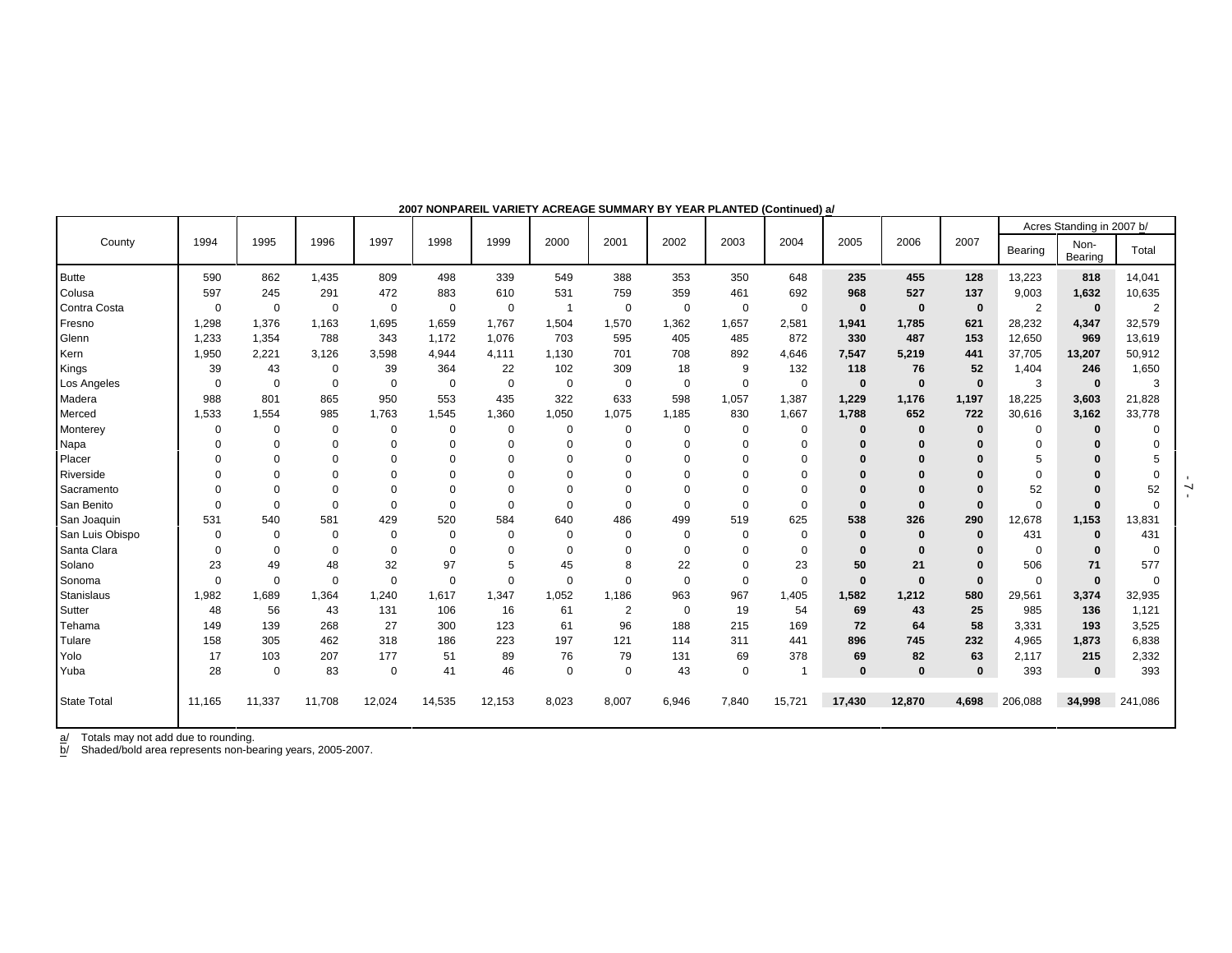**2007 NONPAREIL VARIETY ACREAGE SUMMARY BY YEAR PLANTED (Continued) a/**

| County | 1994 | 1995 | 1996 | 1997 | 1998 | 1999 | 2000 | 2001 | 2002 | 2003 | 2004 | 2005 | 2006 | 2007 | Acres Standing in 2007 b/ | | |
|---|---|---|---|---|---|---|---|---|---|---|---|---|---|---|---|---|---|
| | | | | | | | | | | | | | | | Bearing | Non-Bearing | Total |
| Butte | 590 | 862 | 1,435 | 809 | 498 | 339 | 549 | 388 | 353 | 350 | 648 | **235** | **455** | **128** | 13,223 | **818** | 14,041 |
| Colusa | 597 | 245 | 291 | 472 | 883 | 610 | 531 | 759 | 359 | 461 | 692 | **968** | **527** | **137** | 9,003 | **1,632** | 10,635 |
| Contra Costa | 0 | 0 | 0 | 0 | 0 | 0 | 1 | 0 | 0 | 0 | 0 | **0** | **0** | **0** | 2 | **0** | 2 |
| Fresno | 1,298 | 1,376 | 1,163 | 1,695 | 1,659 | 1,767 | 1,504 | 1,570 | 1,362 | 1,657 | 2,581 | **1,941** | **1,785** | **621** | 28,232 | **4,347** | 32,579 |
| Glenn | 1,233 | 1,354 | 788 | 343 | 1,172 | 1,076 | 703 | 595 | 405 | 485 | 872 | **330** | **487** | **153** | 12,650 | **969** | 13,619 |
| Kern | 1,950 | 2,221 | 3,126 | 3,598 | 4,944 | 4,111 | 1,130 | 701 | 708 | 892 | 4,646 | **7,547** | **5,219** | **441** | 37,705 | **13,207** | 50,912 |
| Kings | 39 | 43 | 0 | 39 | 364 | 22 | 102 | 309 | 18 | 9 | 132 | **118** | **76** | **52** | 1,404 | **246** | 1,650 |
| Los Angeles | 0 | 0 | 0 | 0 | 0 | 0 | 0 | 0 | 0 | 0 | 0 | **0** | **0** | **0** | 3 | **0** | 3 |
| Madera | 988 | 801 | 865 | 950 | 553 | 435 | 322 | 633 | 598 | 1,057 | 1,387 | **1,229** | **1,176** | **1,197** | 18,225 | **3,603** | 21,828 |
| Merced | 1,533 | 1,554 | 985 | 1,763 | 1,545 | 1,360 | 1,050 | 1,075 | 1,185 | 830 | 1,667 | **1,788** | **652** | **722** | 30,616 | **3,162** | 33,778 |
| Monterey | 0 | 0 | 0 | 0 | 0 | 0 | 0 | 0 | 0 | 0 | 0 | **0** | **0** | **0** | 0 | **0** | 0 |
| Napa | 0 | 0 | 0 | 0 | 0 | 0 | 0 | 0 | 0 | 0 | 0 | **0** | **0** | **0** | 0 | **0** | 0 |
| Placer | 0 | 0 | 0 | 0 | 0 | 0 | 0 | 0 | 0 | 0 | 0 | **0** | **0** | **0** | 5 | **0** | 5 |
| Riverside | 0 | 0 | 0 | 0 | 0 | 0 | 0 | 0 | 0 | 0 | 0 | **0** | **0** | **0** | 0 | **0** | 0 |
| Sacramento | 0 | 0 | 0 | 0 | 0 | 0 | 0 | 0 | 0 | 0 | 0 | **0** | **0** | **0** | 52 | **0** | 52 |
| San Benito | 0 | 0 | 0 | 0 | 0 | 0 | 0 | 0 | 0 | 0 | 0 | **0** | **0** | **0** | 0 | **0** | 0 |
| San Joaquin | 531 | 540 | 581 | 429 | 520 | 584 | 640 | 486 | 499 | 519 | 625 | **538** | **326** | **290** | 12,678 | **1,153** | 13,831 |
| San Luis Obispo | 0 | 0 | 0 | 0 | 0 | 0 | 0 | 0 | 0 | 0 | 0 | **0** | **0** | **0** | 431 | **0** | 431 |
| Santa Clara | 0 | 0 | 0 | 0 | 0 | 0 | 0 | 0 | 0 | 0 | 0 | **0** | **0** | **0** | 0 | **0** | 0 |
| Solano | 23 | 49 | 48 | 32 | 97 | 5 | 45 | 8 | 22 | 0 | 23 | **50** | **21** | **0** | 506 | **71** | 577 |
| Sonoma | 0 | 0 | 0 | 0 | 0 | 0 | 0 | 0 | 0 | 0 | 0 | **0** | **0** | **0** | 0 | **0** | 0 |
| Stanislaus | 1,982 | 1,689 | 1,364 | 1,240 | 1,617 | 1,347 | 1,052 | 1,186 | 963 | 967 | 1,405 | **1,582** | **1,212** | **580** | 29,561 | **3,374** | 32,935 |
| Sutter | 48 | 56 | 43 | 131 | 106 | 16 | 61 | 2 | 0 | 19 | 54 | **69** | **43** | **25** | 985 | **136** | 1,121 |
| Tehama | 149 | 139 | 268 | 27 | 300 | 123 | 61 | 96 | 188 | 215 | 169 | **72** | **64** | **58** | 3,331 | **193** | 3,525 |
| Tulare | 158 | 305 | 462 | 318 | 186 | 223 | 197 | 121 | 114 | 311 | 441 | **896** | **745** | **232** | 4,965 | **1,873** | 6,838 |
| Yolo | 17 | 103 | 207 | 177 | 51 | 89 | 76 | 79 | 131 | 69 | 378 | **69** | **82** | **63** | 2,117 | **215** | 2,332 |
| Yuba | 28 | 0 | 83 | 0 | 41 | 46 | 0 | 0 | 43 | 0 | 1 | **0** | **0** | **0** | 393 | **0** | 393 |
| State Total | 11,165 | 11,337 | 11,708 | 12,024 | 14,535 | 12,153 | 8,023 | 8,007 | 6,946 | 7,840 | 15,721 | **17,430** | **12,870** | **4,698** | 206,088 | **34,998** | 241,086 |

a/ Totals may not add due to rounding.
b/ Shaded/bold area represents non-bearing years, 2005-2007.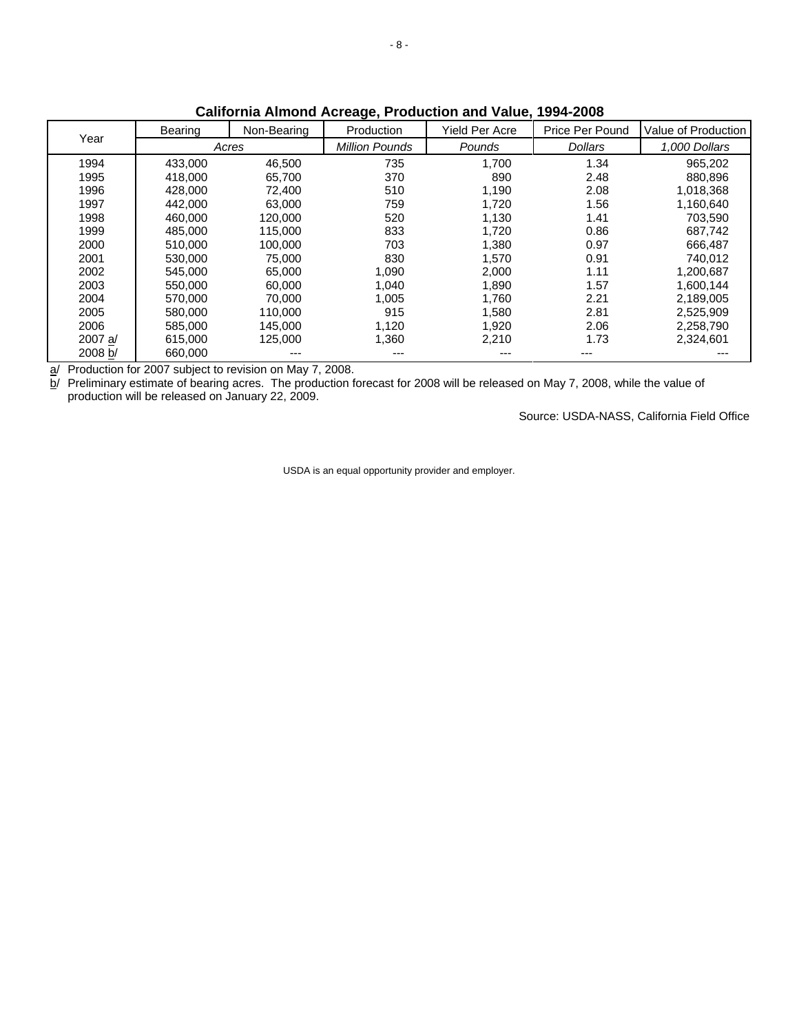## California Almond Acreage, Production and Value, 1994-2008

| Year | Bearing | Non-Bearing | Production | Yield Per Acre | Price Per Pound | Value of Production |
|---|---|---|---|---|---|---|
| | *Acres* | | *Million Pounds* | *Pounds* | *Dollars* | *1,000 Dollars* |
| 1994 | 433,000 | 46,500 | 735 | 1,700 | 1.34 | 965,202 |
| 1995 | 418,000 | 65,700 | 370 | 890 | 2.48 | 880,896 |
| 1996 | 428,000 | 72,400 | 510 | 1,190 | 2.08 | 1,018,368 |
| 1997 | 442,000 | 63,000 | 759 | 1,720 | 1.56 | 1,160,640 |
| 1998 | 460,000 | 120,000 | 520 | 1,130 | 1.41 | 703,590 |
| 1999 | 485,000 | 115,000 | 833 | 1,720 | 0.86 | 687,742 |
| 2000 | 510,000 | 100,000 | 703 | 1,380 | 0.97 | 666,487 |
| 2001 | 530,000 | 75,000 | 830 | 1,570 | 0.91 | 740,012 |
| 2002 | 545,000 | 65,000 | 1,090 | 2,000 | 1.11 | 1,200,687 |
| 2003 | 550,000 | 60,000 | 1,040 | 1,890 | 1.57 | 1,600,144 |
| 2004 | 570,000 | 70,000 | 1,005 | 1,760 | 2.21 | 2,189,005 |
| 2005 | 580,000 | 110,000 | 915 | 1,580 | 2.81 | 2,525,909 |
| 2006 | 585,000 | 145,000 | 1,120 | 1,920 | 2.06 | 2,258,790 |
| 2007 a/ | 615,000 | 125,000 | 1,360 | 2,210 | 1.73 | 2,324,601 |
| 2008 b/ | 660,000 | --- | --- | --- | --- | --- |

a/ Production for 2007 subject to revision on May 7, 2008.

b/ Preliminary estimate of bearing acres. The production forecast for 2008 will be released on May 7, 2008, while the value of production will be released on January 22, 2009.

Source: USDA-NASS, California Field Office

USDA is an equal opportunity provider and employer.